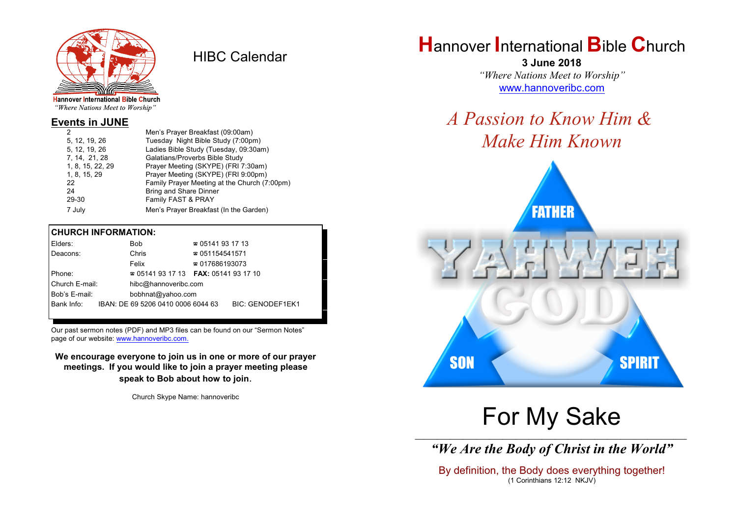Hannover International Bible Church
*"Where Nations Meet to Worship"*

# HIBC Calendar

## Events in JUNE

| | |
|---|---|
| 2 | Men's Prayer Breakfast (09:00am) |
| 5, 12, 19, 26 | Tuesday Night Bible Study (7:00pm) |
| 5, 12, 19, 26 | Ladies Bible Study (Tuesday, 09:30am) |
| 7, 14, 21, 28 | Galatians/Proverbs Bible Study |
| 1, 8, 15, 22, 29 | Prayer Meeting (SKYPE) (FRI 7:30am) |
| 1, 8, 15, 29 | Prayer Meeting (SKYPE) (FRI 9:00pm) |
| 22 | Family Prayer Meeting at the Church (7:00pm) |
| 24 | Bring and Share Dinner |
| 29-30 | Family FAST & PRAY |
| 7 July | Men's Prayer Breakfast (In the Garden) |

## CHURCH INFORMATION:

| | | |
|---|---|---|
| Elders: | Bob | ☎ 05141 93 17 13 |
| Deacons: | Chris | ☎ 051154541571 |
| | Felix | ☎ 017686193073 |
| Phone: | ☎ 05141 93 17 13 | **FAX:** 05141 93 17 10 |
| Church E-mail: | hibc@hannoveribc.com | |
| Bob's E-mail: | bobhnat@yahoo.com | |
| Bank Info: | IBAN: DE 69 5206 0410 0006 6044 63 | BIC: GENODEF1EK1 |

Our past sermon notes (PDF) and MP3 files can be found on our "Sermon Notes" page of our website: www.hannoveribc.com.

**We encourage everyone to join us in one or more of our prayer meetings. If you would like to join a prayer meeting please speak to Bob about how to join.**

Church Skype Name: hannoveribc

# Hannover International Bible Church

**3 June 2018**

*"Where Nations Meet to Worship"*

www.hannoveribc.com

## *A Passion to Know Him & Make Him Known*

FATHER
YAHWEH
GOD
SON SPIRIT

# For My Sake

***"We Are the Body of Christ in the World"***

By definition, the Body does everything together!
(1 Corinthians 12:12 NKJV)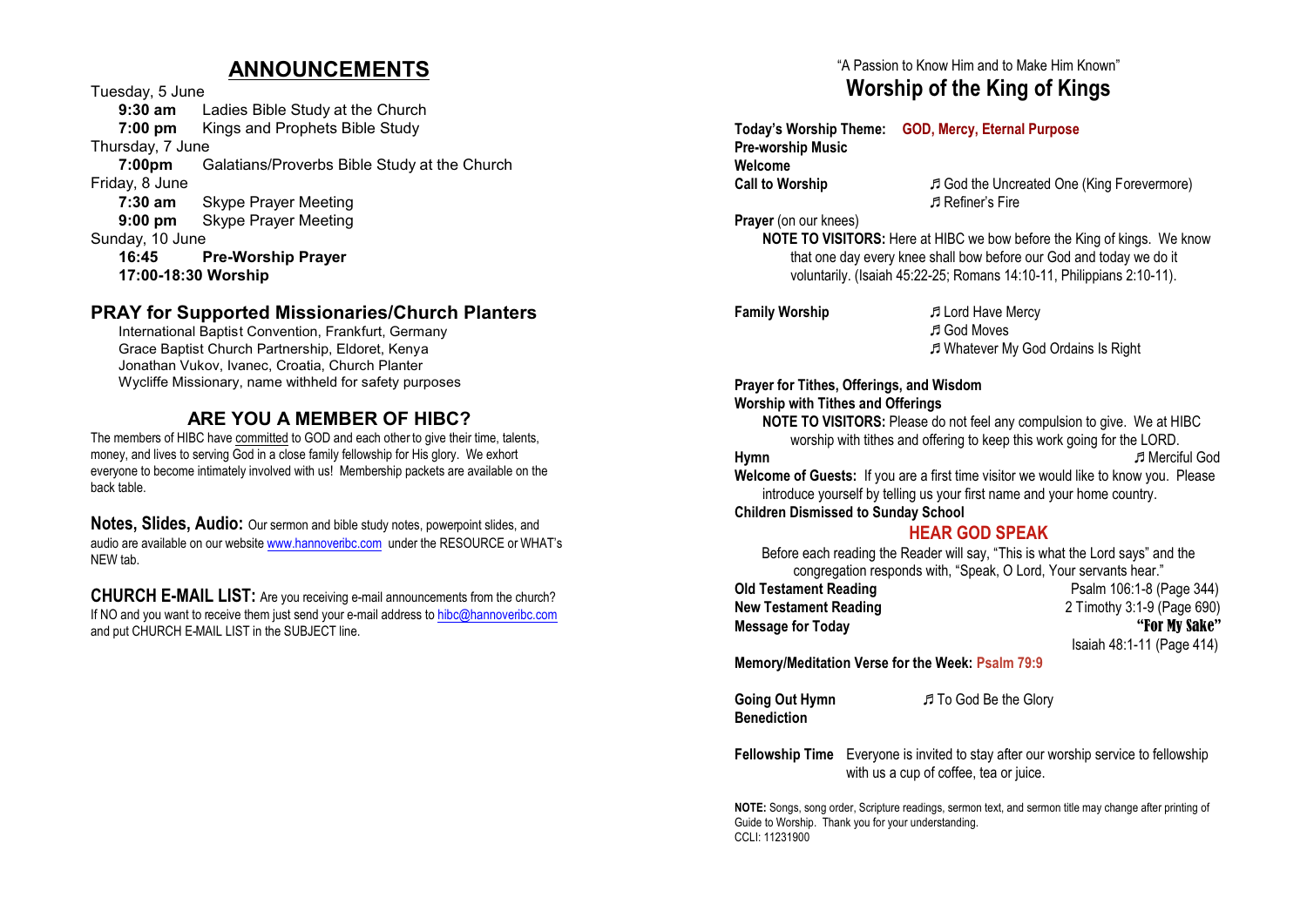# ANNOUNCEMENTS

Tuesday, 5 June

**9:30 am** Ladies Bible Study at the Church
**7:00 pm** Kings and Prophets Bible Study

Thursday, 7 June

**7:00pm** Galatians/Proverbs Bible Study at the Church

Friday, 8 June

**7:30 am** Skype Prayer Meeting
**9:00 pm** Skype Prayer Meeting

Sunday, 10 June

**16:45 Pre-Worship Prayer**
**17:00-18:30 Worship**

## PRAY for Supported Missionaries/Church Planters

International Baptist Convention, Frankfurt, Germany
Grace Baptist Church Partnership, Eldoret, Kenya
Jonathan Vukov, Ivanec, Croatia, Church Planter
Wycliffe Missionary, name withheld for safety purposes

## ARE YOU A MEMBER OF HIBC?

The members of HIBC have committed to GOD and each other to give their time, talents, money, and lives to serving God in a close family fellowship for His glory. We exhort everyone to become intimately involved with us! Membership packets are available on the back table.

**Notes, Slides, Audio:** Our sermon and bible study notes, powerpoint slides, and audio are available on our website www.hannoveribc.com under the RESOURCE or WHAT's NEW tab.

**CHURCH E-MAIL LIST:** Are you receiving e-mail announcements from the church? If NO and you want to receive them just send your e-mail address to hibc@hannoveribc.com and put CHURCH E-MAIL LIST in the SUBJECT line.

"A Passion to Know Him and to Make Him Known"

# Worship of the King of Kings

**Today's Worship Theme:** **GOD, Mercy, Eternal Purpose**

**Pre-worship Music**

**Welcome**

**Call to Worship** ♬ God the Uncreated One (King Forevermore)
♬ Refiner's Fire

**Prayer** (on our knees)

**NOTE TO VISITORS:** Here at HIBC we bow before the King of kings. We know that one day every knee shall bow before our God and today we do it voluntarily. (Isaiah 45:22-25; Romans 14:10-11, Philippians 2:10-11).

**Family Worship** ♬ Lord Have Mercy
♬ God Moves
♬ Whatever My God Ordains Is Right

**Prayer for Tithes, Offerings, and Wisdom**

**Worship with Tithes and Offerings**

**NOTE TO VISITORS:** Please do not feel any compulsion to give. We at HIBC worship with tithes and offering to keep this work going for the LORD.

**Hymn** ♬ Merciful God

**Welcome of Guests:** If you are a first time visitor we would like to know you. Please introduce yourself by telling us your first name and your home country.

**Children Dismissed to Sunday School**

## HEAR GOD SPEAK

Before each reading the Reader will say, "This is what the Lord says" and the congregation responds with, "Speak, O Lord, Your servants hear."

**Old Testament Reading** Psalm 106:1-8 (Page 344)

**New Testament Reading** 2 Timothy 3:1-9 (Page 690)

**Message for Today** **"For My Sake"**
Isaiah 48:1-11 (Page 414)

**Memory/Meditation Verse for the Week:** **Psalm 79:9**

**Going Out Hymn** ♬ To God Be the Glory

**Benediction**

**Fellowship Time** Everyone is invited to stay after our worship service to fellowship with us a cup of coffee, tea or juice.

**NOTE:** Songs, song order, Scripture readings, sermon text, and sermon title may change after printing of Guide to Worship. Thank you for your understanding.
CCLI: 11231900